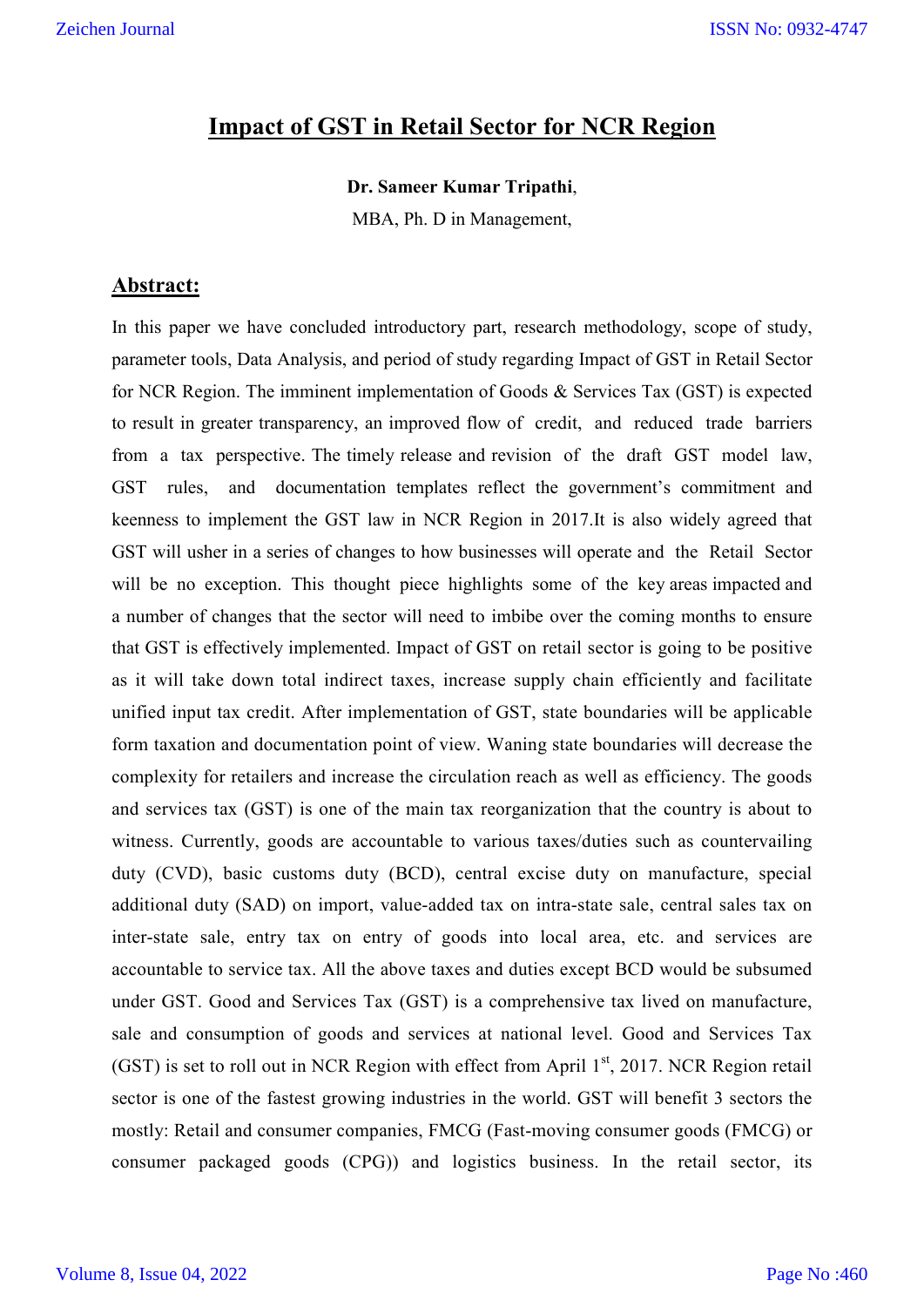# Impact of GST in Retail Sector for NCR Region

**Dr. Sameer Kumar Tripathi**,

MBA, Ph. D in Management,

## Abstract:

In this paper we have concluded introductory part, research methodology, scope of study, parameter tools, Data Analysis, and period of study regarding Impact of GST in Retail Sector for NCR Region. The imminent implementation of Goods & Services Tax (GST) is expected to result in greater transparency, an improved flow of credit, and reduced trade barriers from a tax perspective. The timely release and revision of the draft GST model law, GST rules, and documentation templates reflect the government's commitment and keenness to implement the GST law in NCR Region in 2017.It is also widely agreed that GST will usher in a series of changes to how businesses will operate and the Retail Sector will be no exception. This thought piece highlights some of the key areas impacted and a number of changes that the sector will need to imbibe over the coming months to ensure that GST is effectively implemented. Impact of GST on retail sector is going to be positive as it will take down total indirect taxes, increase supply chain efficiently and facilitate unified input tax credit. After implementation of GST, state boundaries will be applicable form taxation and documentation point of view. Waning state boundaries will decrease the complexity for retailers and increase the circulation reach as well as efficiency. The goods and services tax (GST) is one of the main tax reorganization that the country is about to witness. Currently, goods are accountable to various taxes/duties such as countervailing duty (CVD), basic customs duty (BCD), central excise duty on manufacture, special additional duty (SAD) on import, value-added tax on intra-state sale, central sales tax on inter-state sale, entry tax on entry of goods into local area, etc. and services are accountable to service tax. All the above taxes and duties except BCD would be subsumed under GST. Good and Services Tax (GST) is a comprehensive tax lived on manufacture, sale and consumption of goods and services at national level. Good and Services Tax (GST) is set to roll out in NCR Region with effect from April 1st, 2017. NCR Region retail sector is one of the fastest growing industries in the world. GST will benefit 3 sectors the mostly: Retail and consumer companies, FMCG (Fast-moving consumer goods (FMCG) or consumer packaged goods (CPG)) and logistics business. In the retail sector, its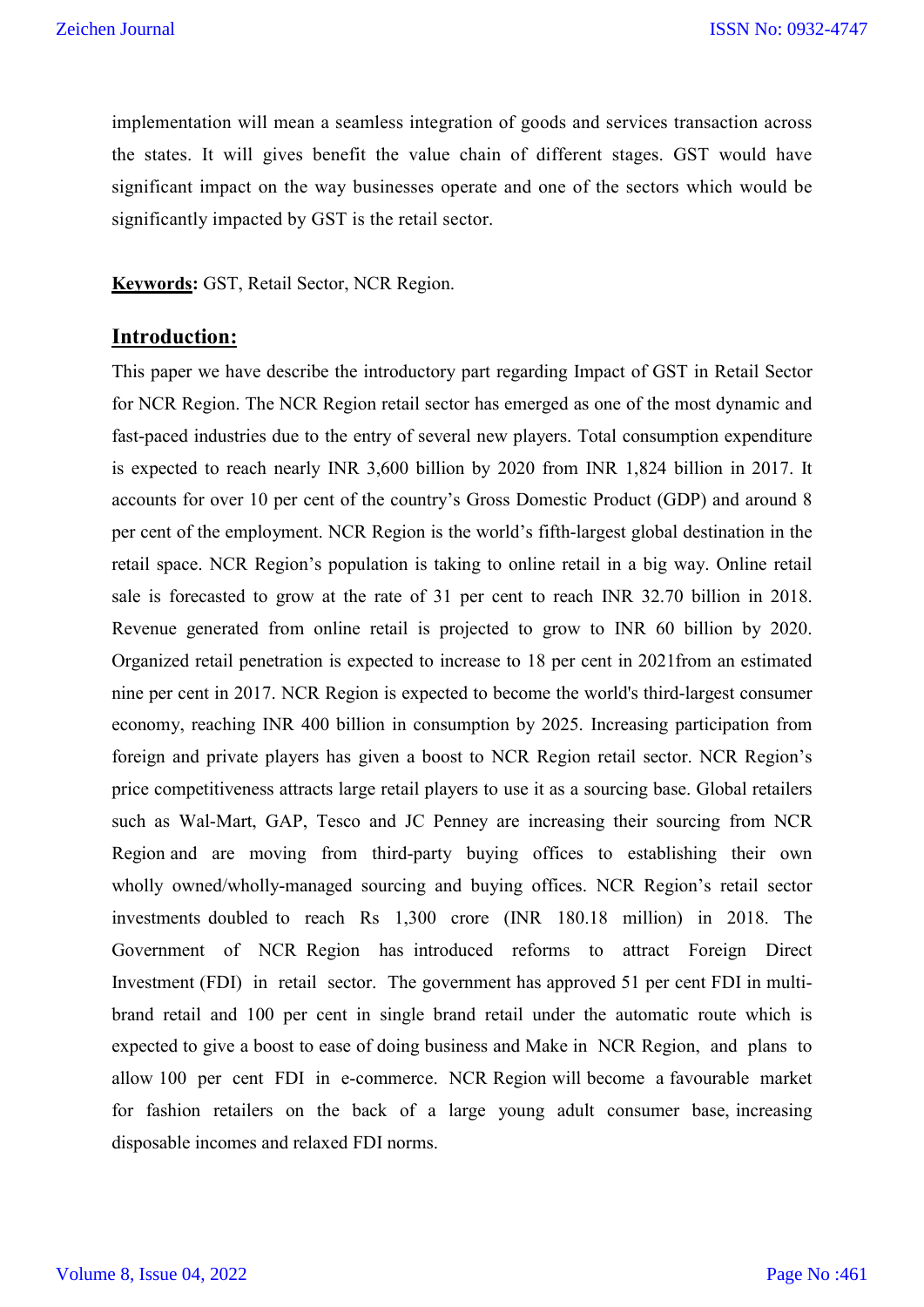implementation will mean a seamless integration of goods and services transaction across the states. It will gives benefit the value chain of different stages. GST would have significant impact on the way businesses operate and one of the sectors which would be significantly impacted by GST is the retail sector.

**Keywords:** GST, Retail Sector, NCR Region.

## Introduction:

This paper we have describe the introductory part regarding Impact of GST in Retail Sector for NCR Region. The NCR Region retail sector has emerged as one of the most dynamic and fast-paced industries due to the entry of several new players. Total consumption expenditure is expected to reach nearly INR 3,600 billion by 2020 from INR 1,824 billion in 2017. It accounts for over 10 per cent of the country's Gross Domestic Product (GDP) and around 8 per cent of the employment. NCR Region is the world's fifth-largest global destination in the retail space. NCR Region's population is taking to online retail in a big way. Online retail sale is forecasted to grow at the rate of 31 per cent to reach INR 32.70 billion in 2018. Revenue generated from online retail is projected to grow to INR 60 billion by 2020. Organized retail penetration is expected to increase to 18 per cent in 2021from an estimated nine per cent in 2017. NCR Region is expected to become the world's third-largest consumer economy, reaching INR 400 billion in consumption by 2025. Increasing participation from foreign and private players has given a boost to NCR Region retail sector. NCR Region's price competitiveness attracts large retail players to use it as a sourcing base. Global retailers such as Wal-Mart, GAP, Tesco and JC Penney are increasing their sourcing from NCR Region and are moving from third-party buying offices to establishing their own wholly owned/wholly-managed sourcing and buying offices. NCR Region's retail sector investments doubled to reach Rs 1,300 crore (INR 180.18 million) in 2018. The Government of NCR Region has introduced reforms to attract Foreign Direct Investment (FDI) in retail sector. The government has approved 51 per cent FDI in multi-brand retail and 100 per cent in single brand retail under the automatic route which is expected to give a boost to ease of doing business and Make in NCR Region, and plans to allow 100 per cent FDI in e-commerce. NCR Region will become a favourable market for fashion retailers on the back of a large young adult consumer base, increasing disposable incomes and relaxed FDI norms.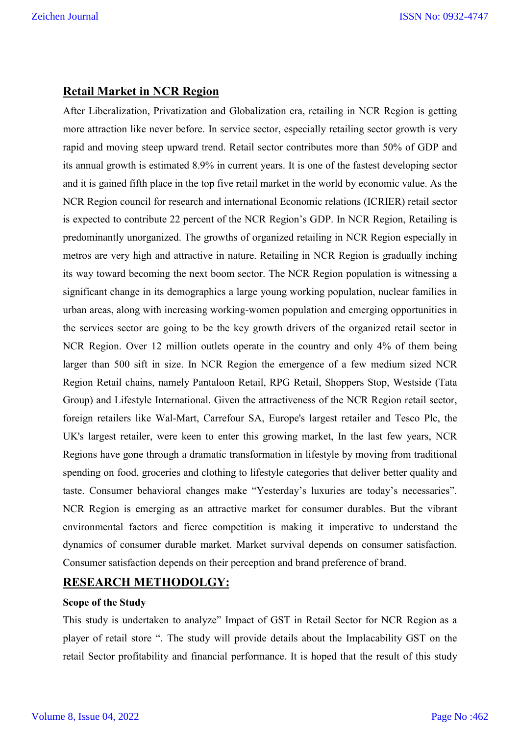## Retail Market in NCR Region

After Liberalization, Privatization and Globalization era, retailing in NCR Region is getting more attraction like never before. In service sector, especially retailing sector growth is very rapid and moving steep upward trend. Retail sector contributes more than 50% of GDP and its annual growth is estimated 8.9% in current years. It is one of the fastest developing sector and it is gained fifth place in the top five retail market in the world by economic value. As the NCR Region council for research and international Economic relations (ICRIER) retail sector is expected to contribute 22 percent of the NCR Region's GDP. In NCR Region, Retailing is predominantly unorganized. The growths of organized retailing in NCR Region especially in metros are very high and attractive in nature. Retailing in NCR Region is gradually inching its way toward becoming the next boom sector. The NCR Region population is witnessing a significant change in its demographics a large young working population, nuclear families in urban areas, along with increasing working-women population and emerging opportunities in the services sector are going to be the key growth drivers of the organized retail sector in NCR Region. Over 12 million outlets operate in the country and only 4% of them being larger than 500 sift in size. In NCR Region the emergence of a few medium sized NCR Region Retail chains, namely Pantaloon Retail, RPG Retail, Shoppers Stop, Westside (Tata Group) and Lifestyle International. Given the attractiveness of the NCR Region retail sector, foreign retailers like Wal-Mart, Carrefour SA, Europe's largest retailer and Tesco Plc, the UK's largest retailer, were keen to enter this growing market, In the last few years, NCR Regions have gone through a dramatic transformation in lifestyle by moving from traditional spending on food, groceries and clothing to lifestyle categories that deliver better quality and taste. Consumer behavioral changes make "Yesterday's luxuries are today's necessaries". NCR Region is emerging as an attractive market for consumer durables. But the vibrant environmental factors and fierce competition is making it imperative to understand the dynamics of consumer durable market. Market survival depends on consumer satisfaction. Consumer satisfaction depends on their perception and brand preference of brand.

## RESEARCH METHODOLGY:

### Scope of the Study

This study is undertaken to analyze" Impact of GST in Retail Sector for NCR Region as a player of retail store ". The study will provide details about the Implacability GST on the retail Sector profitability and financial performance. It is hoped that the result of this study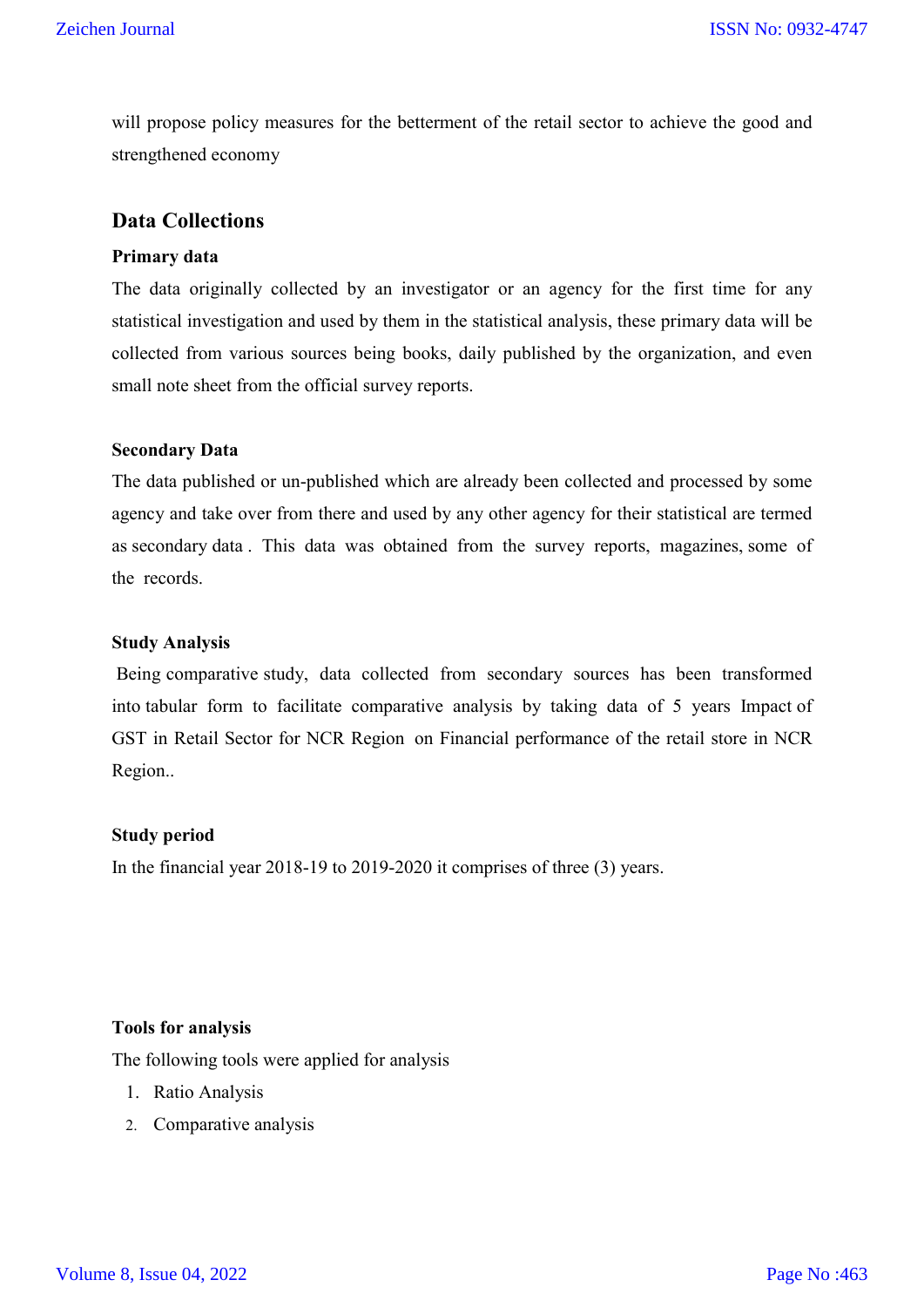will propose policy measures for the betterment of the retail sector to achieve the good and strengthened economy

## Data Collections

### Primary data

The data originally collected by an investigator or an agency for the first time for any statistical investigation and used by them in the statistical analysis, these primary data will be collected from various sources being books, daily published by the organization, and even small note sheet from the official survey reports.

### Secondary Data

The data published or un-published which are already been collected and processed by some agency and take over from there and used by any other agency for their statistical are termed as secondary data . This data was obtained from the survey reports, magazines, some of the records.

### Study Analysis

Being comparative study, data collected from secondary sources has been transformed into tabular form to facilitate comparative analysis by taking data of 5 years Impact of GST in Retail Sector for NCR Region on Financial performance of the retail store in NCR Region..

### Study period

In the financial year 2018-19 to 2019-2020 it comprises of three (3) years.

### Tools for analysis

The following tools were applied for analysis

1. Ratio Analysis
2. Comparative analysis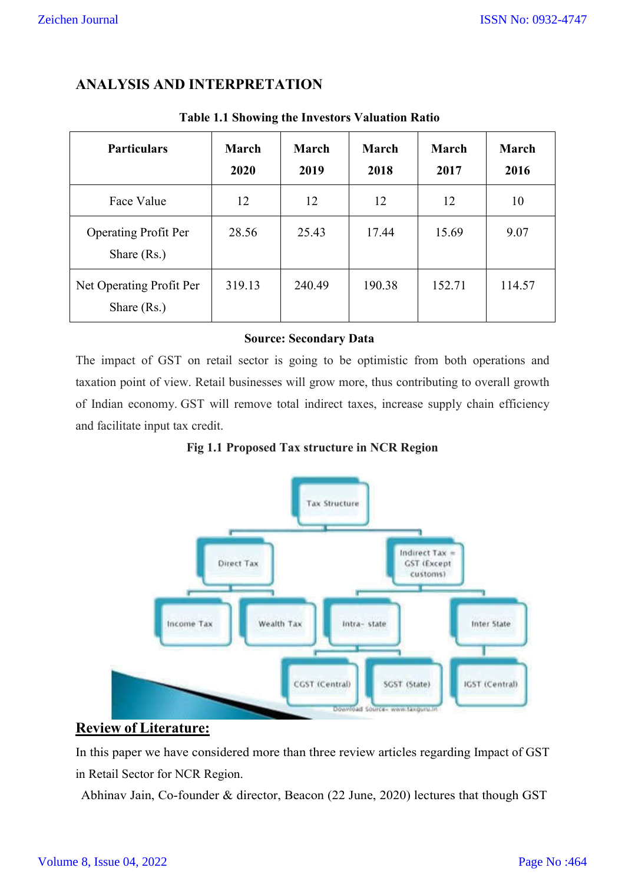## ANALYSIS AND INTERPRETATION

**Table 1.1 Showing the Investors Valuation Ratio**

| Particulars | March 2020 | March 2019 | March 2018 | March 2017 | March 2016 |
|---|---|---|---|---|---|
| Face Value | 12 | 12 | 12 | 12 | 10 |
| Operating Profit Per Share (Rs.) | 28.56 | 25.43 | 17.44 | 15.69 | 9.07 |
| Net Operating Profit Per Share (Rs.) | 319.13 | 240.49 | 190.38 | 152.71 | 114.57 |

**Source: Secondary Data**

The impact of GST on retail sector is going to be optimistic from both operations and taxation point of view. Retail businesses will grow more, thus contributing to overall growth of Indian economy. GST will remove total indirect taxes, increase supply chain efficiency and facilitate input tax credit.

**Fig 1.1 Proposed Tax structure in NCR Region**

Tax Structure
- Direct Tax
  - Income Tax
  - Wealth Tax
- Indirect Tax = GST (Except customs)
  - Intra- state
    - CGST (Central)
    - SGST (State)
  - Inter State
    - IGST (Central)

Download Source- www.taxguru.in

## Review of Literature:

In this paper we have considered more than three review articles regarding Impact of GST in Retail Sector for NCR Region.

Abhinav Jain, Co-founder & director, Beacon (22 June, 2020) lectures that though GST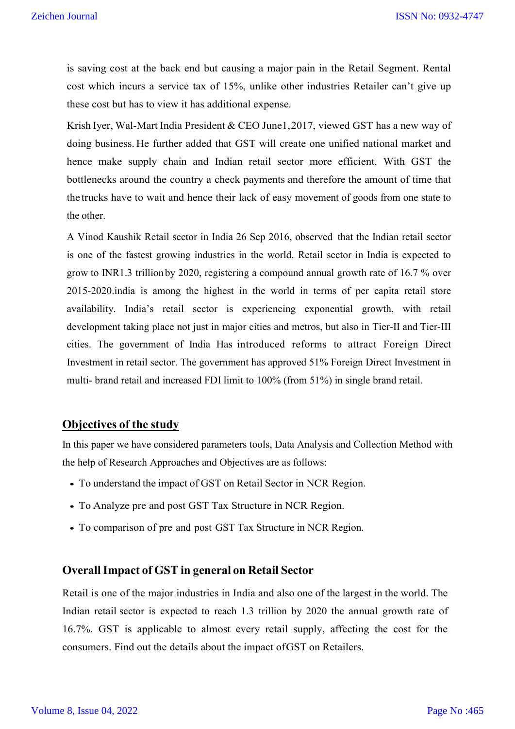is saving cost at the back end but causing a major pain in the Retail Segment. Rental cost which incurs a service tax of 15%, unlike other industries Retailer can't give up these cost but has to view it has additional expense.

Krish Iyer, Wal-Mart India President & CEO June1, 2017, viewed GST has a new way of doing business. He further added that GST will create one unified national market and hence make supply chain and Indian retail sector more efficient. With GST the bottlenecks around the country a check payments and therefore the amount of time that the trucks have to wait and hence their lack of easy movement of goods from one state to the other.

A Vinod Kaushik Retail sector in India 26 Sep 2016, observed that the Indian retail sector is one of the fastest growing industries in the world. Retail sector in India is expected to grow to INR1.3 trillion by 2020, registering a compound annual growth rate of 16.7 % over 2015-2020.india is among the highest in the world in terms of per capita retail store availability. India's retail sector is experiencing exponential growth, with retail development taking place not just in major cities and metros, but also in Tier-II and Tier-III cities. The government of India Has introduced reforms to attract Foreign Direct Investment in retail sector. The government has approved 51% Foreign Direct Investment in multi- brand retail and increased FDI limit to 100% (from 51%) in single brand retail.

## Objectives of the study

In this paper we have considered parameters tools, Data Analysis and Collection Method with the help of Research Approaches and Objectives are as follows:

- To understand the impact of GST on Retail Sector in NCR Region.
- To Analyze pre and post GST Tax Structure in NCR Region.
- To comparison of pre and post GST Tax Structure in NCR Region.

## Overall Impact of GST in general on Retail Sector

Retail is one of the major industries in India and also one of the largest in the world. The Indian retail sector is expected to reach 1.3 trillion by 2020 the annual growth rate of 16.7%. GST is applicable to almost every retail supply, affecting the cost for the consumers. Find out the details about the impact of GST on Retailers.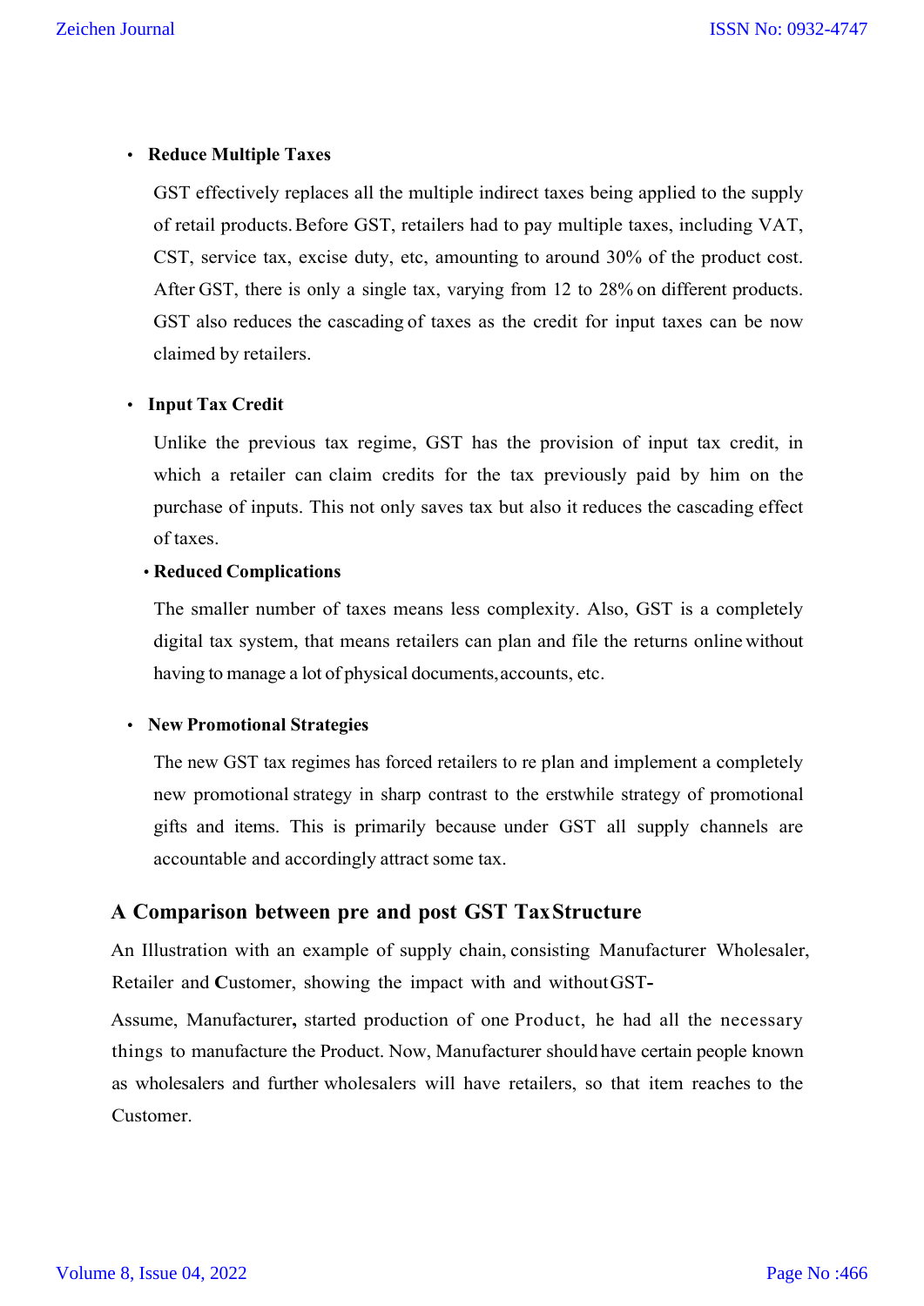- **Reduce Multiple Taxes**

  GST effectively replaces all the multiple indirect taxes being applied to the supply of retail products. Before GST, retailers had to pay multiple taxes, including VAT, CST, service tax, excise duty, etc, amounting to around 30% of the product cost. After GST, there is only a single tax, varying from 12 to 28% on different products. GST also reduces the cascading of taxes as the credit for input taxes can be now claimed by retailers.

- **Input Tax Credit**

  Unlike the previous tax regime, GST has the provision of input tax credit, in which a retailer can claim credits for the tax previously paid by him on the purchase of inputs. This not only saves tax but also it reduces the cascading effect of taxes.

- **Reduced Complications**

  The smaller number of taxes means less complexity. Also, GST is a completely digital tax system, that means retailers can plan and file the returns online without having to manage a lot of physical documents, accounts, etc.

- **New Promotional Strategies**

  The new GST tax regimes has forced retailers to re plan and implement a completely new promotional strategy in sharp contrast to the erstwhile strategy of promotional gifts and items. This is primarily because under GST all supply channels are accountable and accordingly attract some tax.

## A Comparison between pre and post GST Tax Structure

An Illustration with an example of supply chain, consisting Manufacturer Wholesaler, Retailer and **C**ustomer, showing the impact with and without GST-

Assume, Manufacturer**,** started production of one Product, he had all the necessary things to manufacture the Product. Now, Manufacturer should have certain people known as wholesalers and further wholesalers will have retailers, so that item reaches to the Customer.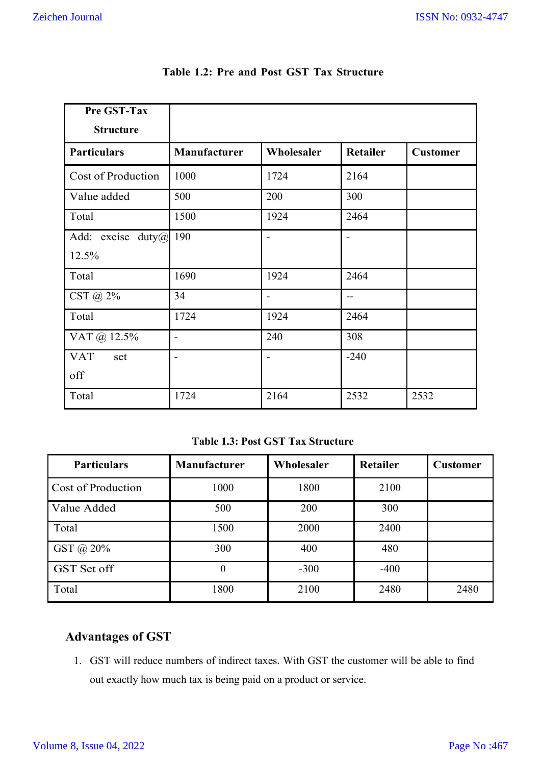**Table 1.2: Pre and Post GST Tax Structure**

| Pre GST-Tax Structure | | | | |
|---|---|---|---|---|
| **Particulars** | **Manufacturer** | **Wholesaler** | **Retailer** | **Customer** |
| Cost of Production | 1000 | 1724 | 2164 | |
| Value added | 500 | 200 | 300 | |
| Total | 1500 | 1924 | 2464 | |
| Add: excise duty@ 12.5% | 190 | - | - | |
| Total | 1690 | 1924 | 2464 | |
| CST @ 2% | 34 | - | -- | |
| Total | 1724 | 1924 | 2464 | |
| VAT @ 12.5% | - | 240 | 308 | |
| VAT set off | - | - | -240 | |
| Total | 1724 | 2164 | 2532 | 2532 |

**Table 1.3: Post GST Tax Structure**

| Particulars | Manufacturer | Wholesaler | Retailer | Customer |
|---|---|---|---|---|
| Cost of Production | 1000 | 1800 | 2100 | |
| Value Added | 500 | 200 | 300 | |
| Total | 1500 | 2000 | 2400 | |
| GST @ 20% | 300 | 400 | 480 | |
| GST Set off | 0 | -300 | -400 | |
| Total | 1800 | 2100 | 2480 | 2480 |

## Advantages of GST

1. GST will reduce numbers of indirect taxes. With GST the customer will be able to find out exactly how much tax is being paid on a product or service.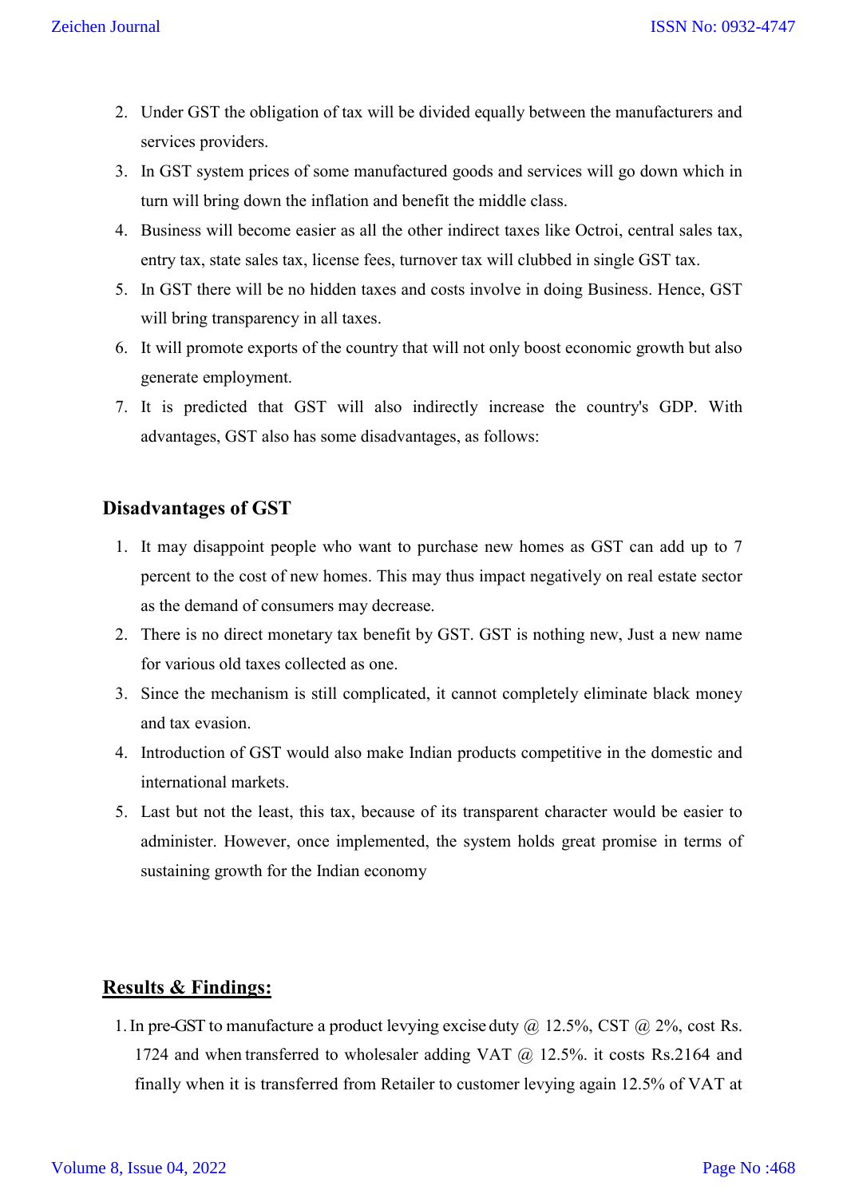2. Under GST the obligation of tax will be divided equally between the manufacturers and services providers.
3. In GST system prices of some manufactured goods and services will go down which in turn will bring down the inflation and benefit the middle class.
4. Business will become easier as all the other indirect taxes like Octroi, central sales tax, entry tax, state sales tax, license fees, turnover tax will clubbed in single GST tax.
5. In GST there will be no hidden taxes and costs involve in doing Business. Hence, GST will bring transparency in all taxes.
6. It will promote exports of the country that will not only boost economic growth but also generate employment.
7. It is predicted that GST will also indirectly increase the country's GDP. With advantages, GST also has some disadvantages, as follows:

## Disadvantages of GST

1. It may disappoint people who want to purchase new homes as GST can add up to 7 percent to the cost of new homes. This may thus impact negatively on real estate sector as the demand of consumers may decrease.
2. There is no direct monetary tax benefit by GST. GST is nothing new, Just a new name for various old taxes collected as one.
3. Since the mechanism is still complicated, it cannot completely eliminate black money and tax evasion.
4. Introduction of GST would also make Indian products competitive in the domestic and international markets.
5. Last but not the least, this tax, because of its transparent character would be easier to administer. However, once implemented, the system holds great promise in terms of sustaining growth for the Indian economy

## Results & Findings:

1. In pre-GST to manufacture a product levying excise duty @ 12.5%, CST @ 2%, cost Rs. 1724 and when transferred to wholesaler adding VAT @ 12.5%. it costs Rs.2164 and finally when it is transferred from Retailer to customer levying again 12.5% of VAT at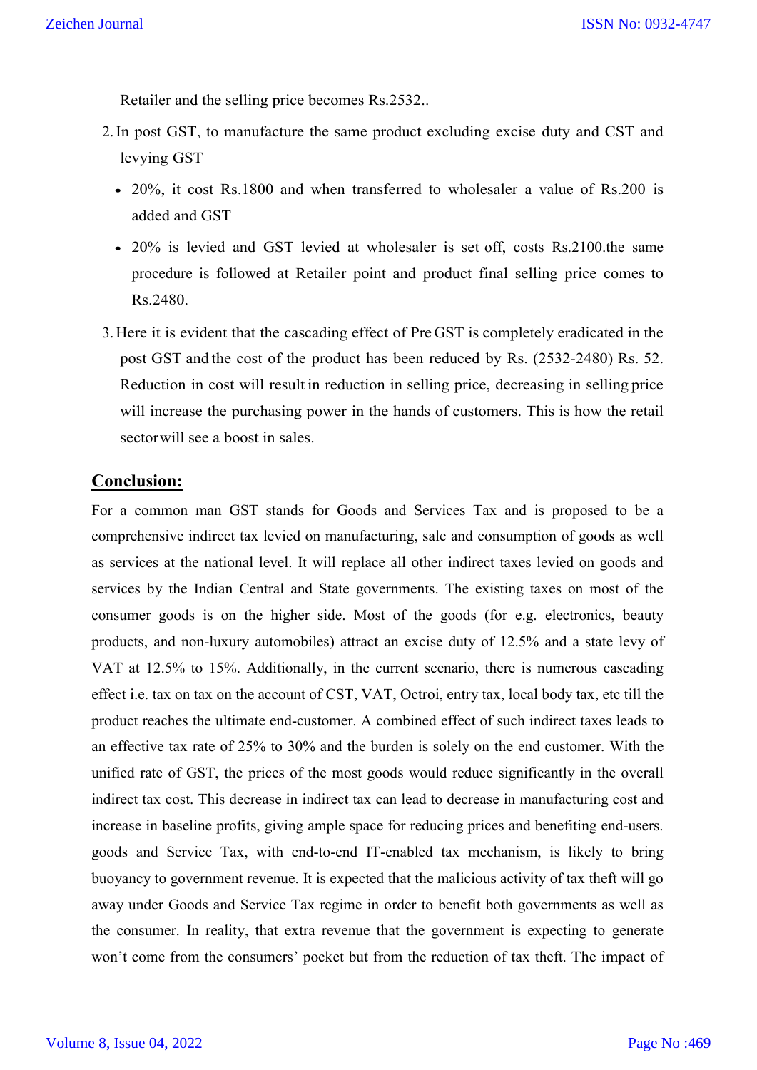Retailer and the selling price becomes Rs.2532..

2. In post GST, to manufacture the same product excluding excise duty and CST and levying GST
   - 20%, it cost Rs.1800 and when transferred to wholesaler a value of Rs.200 is added and GST
   - 20% is levied and GST levied at wholesaler is set off, costs Rs.2100.the same procedure is followed at Retailer point and product final selling price comes to Rs.2480.
3. Here it is evident that the cascading effect of Pre GST is completely eradicated in the post GST and the cost of the product has been reduced by Rs. (2532-2480) Rs. 52. Reduction in cost will result in reduction in selling price, decreasing in selling price will increase the purchasing power in the hands of customers. This is how the retail sector will see a boost in sales.

## Conclusion:

For a common man GST stands for Goods and Services Tax and is proposed to be a comprehensive indirect tax levied on manufacturing, sale and consumption of goods as well as services at the national level. It will replace all other indirect taxes levied on goods and services by the Indian Central and State governments. The existing taxes on most of the consumer goods is on the higher side. Most of the goods (for e.g. electronics, beauty products, and non-luxury automobiles) attract an excise duty of 12.5% and a state levy of VAT at 12.5% to 15%. Additionally, in the current scenario, there is numerous cascading effect i.e. tax on tax on the account of CST, VAT, Octroi, entry tax, local body tax, etc till the product reaches the ultimate end-customer. A combined effect of such indirect taxes leads to an effective tax rate of 25% to 30% and the burden is solely on the end customer. With the unified rate of GST, the prices of the most goods would reduce significantly in the overall indirect tax cost. This decrease in indirect tax can lead to decrease in manufacturing cost and increase in baseline profits, giving ample space for reducing prices and benefiting end-users. goods and Service Tax, with end-to-end IT-enabled tax mechanism, is likely to bring buoyancy to government revenue. It is expected that the malicious activity of tax theft will go away under Goods and Service Tax regime in order to benefit both governments as well as the consumer. In reality, that extra revenue that the government is expecting to generate won't come from the consumers' pocket but from the reduction of tax theft. The impact of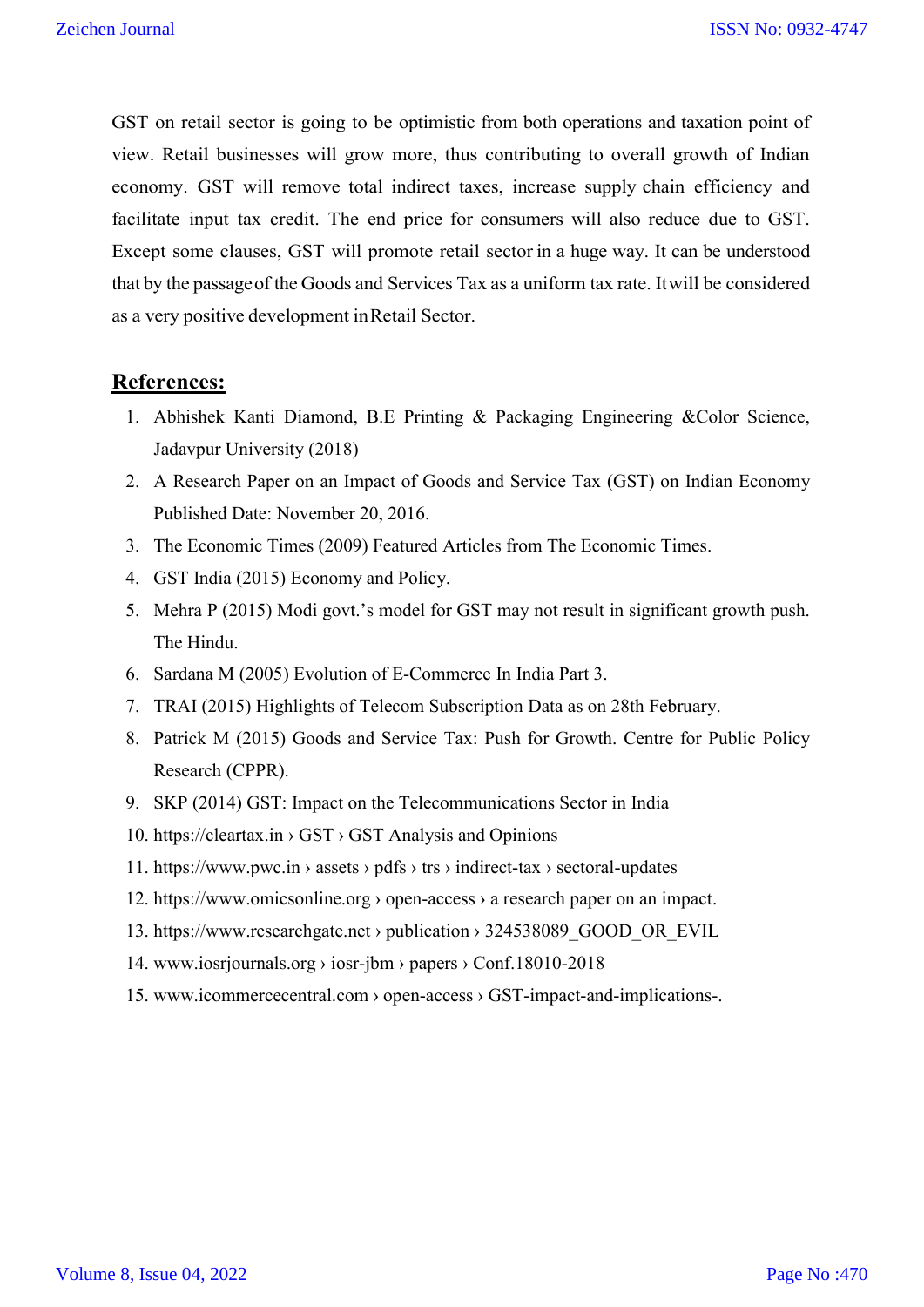GST on retail sector is going to be optimistic from both operations and taxation point of view. Retail businesses will grow more, thus contributing to overall growth of Indian economy. GST will remove total indirect taxes, increase supply chain efficiency and facilitate input tax credit. The end price for consumers will also reduce due to GST. Except some clauses, GST will promote retail sector in a huge way. It can be understood that by the passage of the Goods and Services Tax as a uniform tax rate. It will be considered as a very positive development in Retail Sector.

## References:

1. Abhishek Kanti Diamond, B.E Printing & Packaging Engineering &Color Science, Jadavpur University (2018)
2. A Research Paper on an Impact of Goods and Service Tax (GST) on Indian Economy Published Date: November 20, 2016.
3. The Economic Times (2009) Featured Articles from The Economic Times.
4. GST India (2015) Economy and Policy.
5. Mehra P (2015) Modi govt.'s model for GST may not result in significant growth push. The Hindu.
6. Sardana M (2005) Evolution of E-Commerce In India Part 3.
7. TRAI (2015) Highlights of Telecom Subscription Data as on 28th February.
8. Patrick M (2015) Goods and Service Tax: Push for Growth. Centre for Public Policy Research (CPPR).
9. SKP (2014) GST: Impact on the Telecommunications Sector in India
10. https://cleartax.in › GST › GST Analysis and Opinions
11. https://www.pwc.in › assets › pdfs › trs › indirect-tax › sectoral-updates
12. https://www.omicsonline.org › open-access › a research paper on an impact.
13. https://www.researchgate.net › publication › 324538089_GOOD_OR_EVIL
14. www.iosrjournals.org › iosr-jbm › papers › Conf.18010-2018
15. www.icommercecentral.com › open-access › GST-impact-and-implications-.